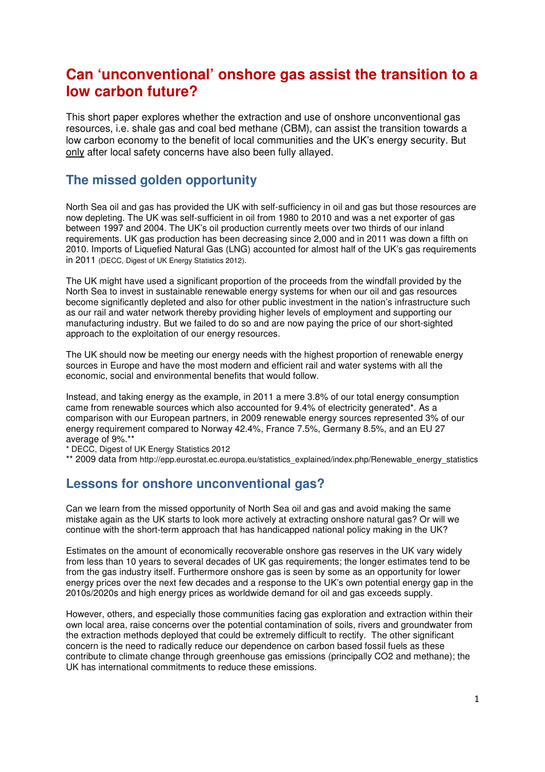# Can 'unconventional' onshore gas assist the transition to a low carbon future?

This short paper explores whether the extraction and use of onshore unconventional gas resources, i.e. shale gas and coal bed methane (CBM), can assist the transition towards a low carbon economy to the benefit of local communities and the UK's energy security. But only after local safety concerns have also been fully allayed.

## The missed golden opportunity

North Sea oil and gas has provided the UK with self-sufficiency in oil and gas but those resources are now depleting. The UK was self-sufficient in oil from 1980 to 2010 and was a net exporter of gas between 1997 and 2004. The UK's oil production currently meets over two thirds of our inland requirements. UK gas production has been decreasing since 2,000 and in 2011 was down a fifth on 2010. Imports of Liquefied Natural Gas (LNG) accounted for almost half of the UK's gas requirements in 2011 (DECC, Digest of UK Energy Statistics 2012).

The UK might have used a significant proportion of the proceeds from the windfall provided by the North Sea to invest in sustainable renewable energy systems for when our oil and gas resources become significantly depleted and also for other public investment in the nation's infrastructure such as our rail and water network thereby providing higher levels of employment and supporting our manufacturing industry. But we failed to do so and are now paying the price of our short-sighted approach to the exploitation of our energy resources.

The UK should now be meeting our energy needs with the highest proportion of renewable energy sources in Europe and have the most modern and efficient rail and water systems with all the economic, social and environmental benefits that would follow.

Instead, and taking energy as the example, in 2011 a mere 3.8% of our total energy consumption came from renewable sources which also accounted for 9.4% of electricity generated*. As a comparison with our European partners, in 2009 renewable energy sources represented 3% of our energy requirement compared to Norway 42.4%, France 7.5%, Germany 8.5%, and an EU 27 average of 9%.**

\* DECC, Digest of UK Energy Statistics 2012

\*\* 2009 data from http://epp.eurostat.ec.europa.eu/statistics_explained/index.php/Renewable_energy_statistics

## Lessons for onshore unconventional gas?

Can we learn from the missed opportunity of North Sea oil and gas and avoid making the same mistake again as the UK starts to look more actively at extracting onshore natural gas? Or will we continue with the short-term approach that has handicapped national policy making in the UK?

Estimates on the amount of economically recoverable onshore gas reserves in the UK vary widely from less than 10 years to several decades of UK gas requirements; the longer estimates tend to be from the gas industry itself. Furthermore onshore gas is seen by some as an opportunity for lower energy prices over the next few decades and a response to the UK's own potential energy gap in the 2010s/2020s and high energy prices as worldwide demand for oil and gas exceeds supply.

However, others, and especially those communities facing gas exploration and extraction within their own local area, raise concerns over the potential contamination of soils, rivers and groundwater from the extraction methods deployed that could be extremely difficult to rectify. The other significant concern is the need to radically reduce our dependence on carbon based fossil fuels as these contribute to climate change through greenhouse gas emissions (principally $CO_2$ and methane); the UK has international commitments to reduce these emissions.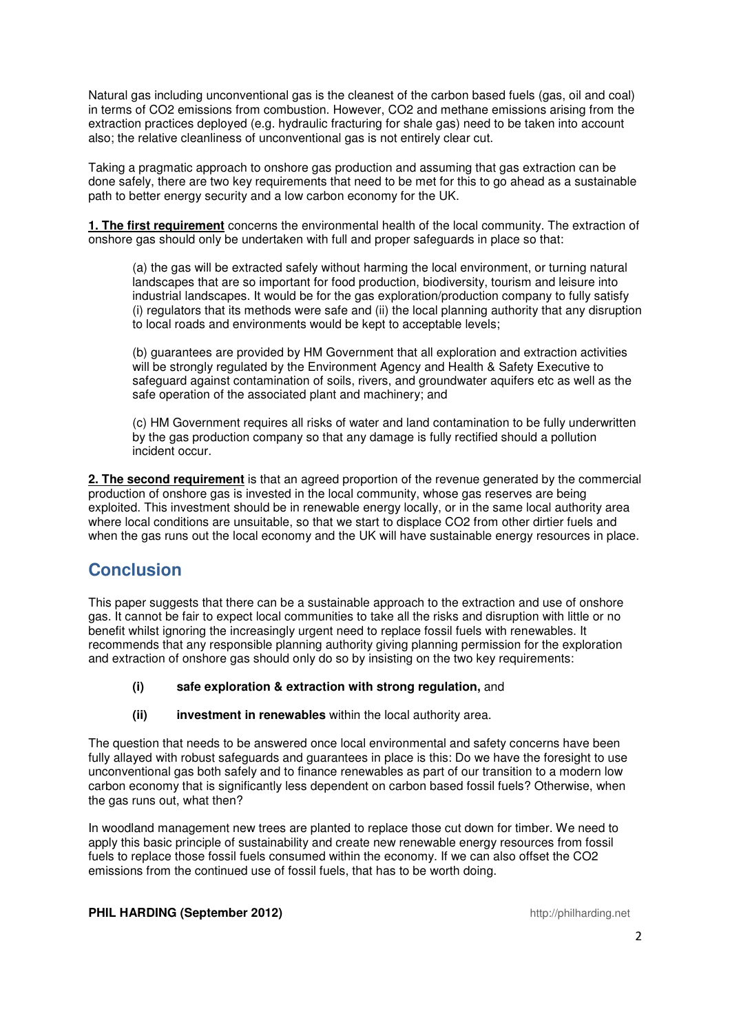Natural gas including unconventional gas is the cleanest of the carbon based fuels (gas, oil and coal) in terms of $CO_2$ emissions from combustion. However, $CO_2$ and methane emissions arising from the extraction practices deployed (e.g. hydraulic fracturing for shale gas) need to be taken into account also; the relative cleanliness of unconventional gas is not entirely clear cut.

Taking a pragmatic approach to onshore gas production and assuming that gas extraction can be done safely, there are two key requirements that need to be met for this to go ahead as a sustainable path to better energy security and a low carbon economy for the UK.

**1. The first requirement** concerns the environmental health of the local community. The extraction of onshore gas should only be undertaken with full and proper safeguards in place so that:

> (a) the gas will be extracted safely without harming the local environment, or turning natural landscapes that are so important for food production, biodiversity, tourism and leisure into industrial landscapes. It would be for the gas exploration/production company to fully satisfy (i) regulators that its methods were safe and (ii) the local planning authority that any disruption to local roads and environments would be kept to acceptable levels;
>
> (b) guarantees are provided by HM Government that all exploration and extraction activities will be strongly regulated by the Environment Agency and Health & Safety Executive to safeguard against contamination of soils, rivers, and groundwater aquifers etc as well as the safe operation of the associated plant and machinery; and
>
> (c) HM Government requires all risks of water and land contamination to be fully underwritten by the gas production company so that any damage is fully rectified should a pollution incident occur.

**2. The second requirement** is that an agreed proportion of the revenue generated by the commercial production of onshore gas is invested in the local community, whose gas reserves are being exploited. This investment should be in renewable energy locally, or in the same local authority area where local conditions are unsuitable, so that we start to displace $CO_2$ from other dirtier fuels and when the gas runs out the local economy and the UK will have sustainable energy resources in place.

## Conclusion

This paper suggests that there can be a sustainable approach to the extraction and use of onshore gas. It cannot be fair to expect local communities to take all the risks and disruption with little or no benefit whilst ignoring the increasingly urgent need to replace fossil fuels with renewables. It recommends that any responsible planning authority giving planning permission for the exploration and extraction of onshore gas should only do so by insisting on the two key requirements:

- **(i) safe exploration & extraction with strong regulation,** and
- **(ii) investment in renewables** within the local authority area.

The question that needs to be answered once local environmental and safety concerns have been fully allayed with robust safeguards and guarantees in place is this: Do we have the foresight to use unconventional gas both safely and to finance renewables as part of our transition to a modern low carbon economy that is significantly less dependent on carbon based fossil fuels? Otherwise, when the gas runs out, what then?

In woodland management new trees are planted to replace those cut down for timber. We need to apply this basic principle of sustainability and create new renewable energy resources from fossil fuels to replace those fossil fuels consumed within the economy. If we can also offset the $CO_2$ emissions from the continued use of fossil fuels, that has to be worth doing.

**PHIL HARDING (September 2012)** http://philharding.net